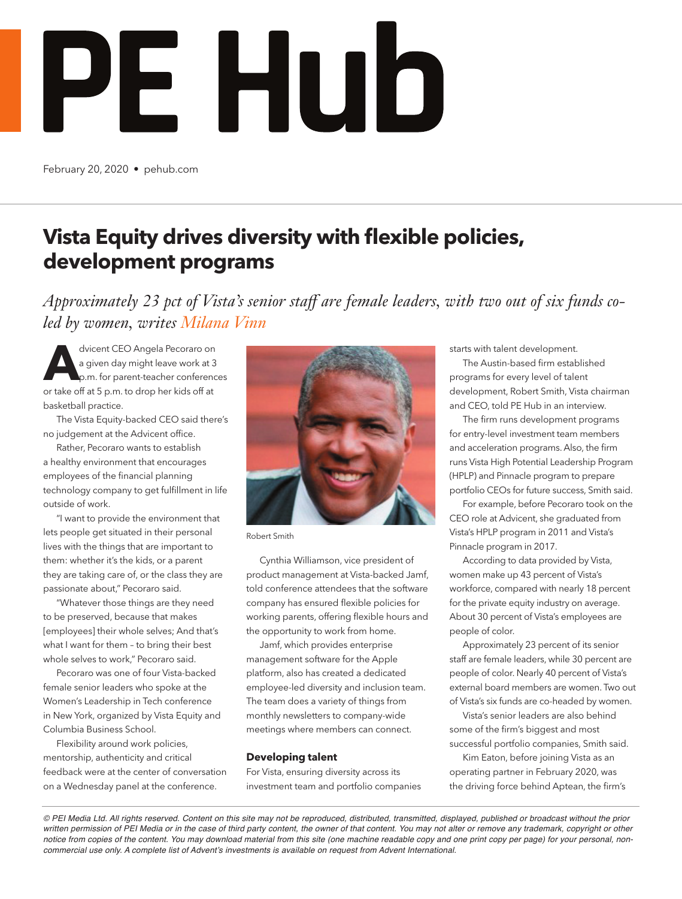# Vista Equity drives diversity with flexible policies, development programs

*Approximately 23 pct of Vista's senior staff are female leaders, with two out of six funds co-led by women, writes Milana Vinn*

Advicent CEO Angela Pecoraro on a given day might leave work at 3 p.m. for parent-teacher conferences or take off at 5 p.m. to drop her kids off at basketball practice.

The Vista Equity-backed CEO said there's no judgement at the Advicent office.

Rather, Pecoraro wants to establish a healthy environment that encourages employees of the financial planning technology company to get fulfillment in life outside of work.

"I want to provide the environment that lets people get situated in their personal lives with the things that are important to them: whether it's the kids, or a parent they are taking care of, or the class they are passionate about," Pecoraro said.

"Whatever those things are they need to be preserved, because that makes [employees] their whole selves; And that's what I want for them – to bring their best whole selves to work," Pecoraro said.

Pecoraro was one of four Vista-backed female senior leaders who spoke at the Women's Leadership in Tech conference in New York, organized by Vista Equity and Columbia Business School.

Flexibility around work policies, mentorship, authenticity and critical feedback were at the center of conversation on a Wednesday panel at the conference.

Robert Smith

Cynthia Williamson, vice president of product management at Vista-backed Jamf, told conference attendees that the software company has ensured flexible policies for working parents, offering flexible hours and the opportunity to work from home.

Jamf, which provides enterprise management software for the Apple platform, also has created a dedicated employee-led diversity and inclusion team. The team does a variety of things from monthly newsletters to company-wide meetings where members can connect.

### Developing talent

For Vista, ensuring diversity across its investment team and portfolio companies starts with talent development.

The Austin-based firm established programs for every level of talent development, Robert Smith, Vista chairman and CEO, told PE Hub in an interview.

The firm runs development programs for entry-level investment team members and acceleration programs. Also, the firm runs Vista High Potential Leadership Program (HPLP) and Pinnacle program to prepare portfolio CEOs for future success, Smith said.

For example, before Pecoraro took on the CEO role at Advicent, she graduated from Vista's HPLP program in 2011 and Vista's Pinnacle program in 2017.

According to data provided by Vista, women make up 43 percent of Vista's workforce, compared with nearly 18 percent for the private equity industry on average. About 30 percent of Vista's employees are people of color.

Approximately 23 percent of its senior staff are female leaders, while 30 percent are people of color. Nearly 40 percent of Vista's external board members are women. Two out of Vista's six funds are co-headed by women.

Vista's senior leaders are also behind some of the firm's biggest and most successful portfolio companies, Smith said.

Kim Eaton, before joining Vista as an operating partner in February 2020, was the driving force behind Aptean, the firm's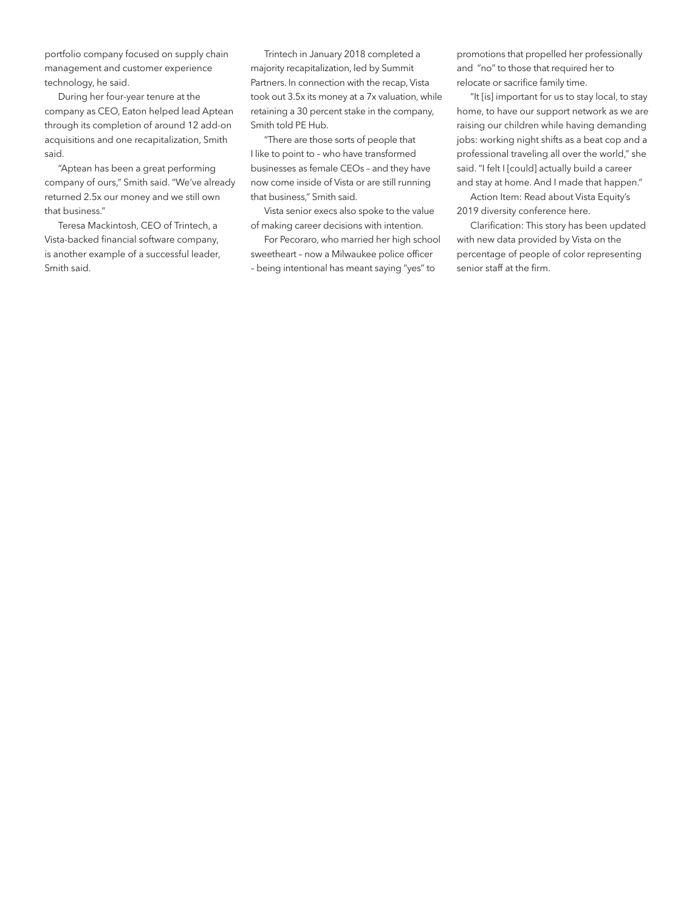portfolio company focused on supply chain management and customer experience technology, he said.

During her four-year tenure at the company as CEO, Eaton helped lead Aptean through its completion of around 12 add-on acquisitions and one recapitalization, Smith said.

"Aptean has been a great performing company of ours," Smith said. "We've already returned 2.5x our money and we still own that business."

Teresa Mackintosh, CEO of Trintech, a Vista-backed financial software company, is another example of a successful leader, Smith said.

Trintech in January 2018 completed a majority recapitalization, led by Summit Partners. In connection with the recap, Vista took out 3.5x its money at a 7x valuation, while retaining a 30 percent stake in the company, Smith told PE Hub.

"There are those sorts of people that I like to point to – who have transformed businesses as female CEOs – and they have now come inside of Vista or are still running that business," Smith said.

Vista senior execs also spoke to the value of making career decisions with intention.

For Pecoraro, who married her high school sweetheart – now a Milwaukee police officer – being intentional has meant saying "yes" to promotions that propelled her professionally and "no" to those that required her to relocate or sacrifice family time.

"It [is] important for us to stay local, to stay home, to have our support network as we are raising our children while having demanding jobs: working night shifts as a beat cop and a professional traveling all over the world," she said. "I felt I [could] actually build a career and stay at home. And I made that happen."

Action Item: Read about Vista Equity's 2019 diversity conference here.

Clarification: This story has been updated with new data provided by Vista on the percentage of people of color representing senior staff at the firm.